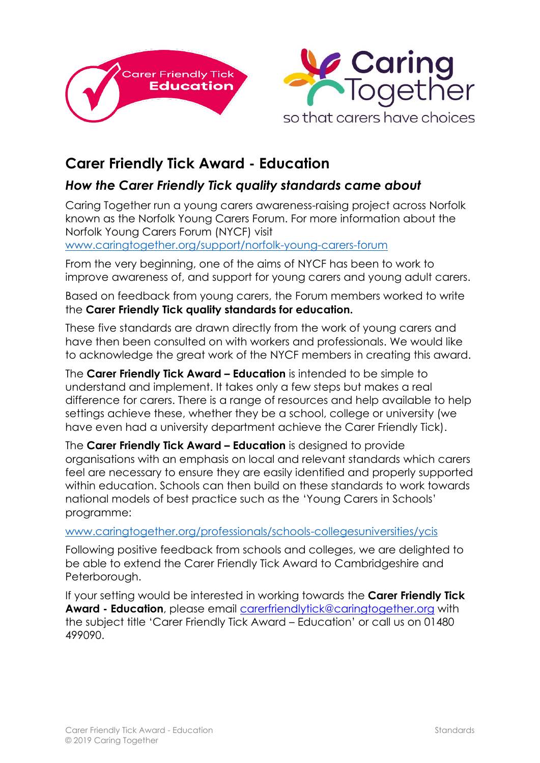# Carer Friendly Tick Award - Education

## *How the Carer Friendly Tick quality standards came about*

Caring Together run a young carers awareness-raising project across Norfolk known as the Norfolk Young Carers Forum. For more information about the Norfolk Young Carers Forum (NYCF) visit www.caringtogether.org/support/norfolk-young-carers-forum

From the very beginning, one of the aims of NYCF has been to work to improve awareness of, and support for young carers and young adult carers.

Based on feedback from young carers, the Forum members worked to write the **Carer Friendly Tick quality standards for education.**

These five standards are drawn directly from the work of young carers and have then been consulted on with workers and professionals. We would like to acknowledge the great work of the NYCF members in creating this award.

The **Carer Friendly Tick Award – Education** is intended to be simple to understand and implement. It takes only a few steps but makes a real difference for carers. There is a range of resources and help available to help settings achieve these, whether they be a school, college or university (we have even had a university department achieve the Carer Friendly Tick).

The **Carer Friendly Tick Award – Education** is designed to provide organisations with an emphasis on local and relevant standards which carers feel are necessary to ensure they are easily identified and properly supported within education. Schools can then build on these standards to work towards national models of best practice such as the 'Young Carers in Schools' programme:

www.caringtogether.org/professionals/schools-collegesuniversities/ycis

Following positive feedback from schools and colleges, we are delighted to be able to extend the Carer Friendly Tick Award to Cambridgeshire and Peterborough.

If your setting would be interested in working towards the **Carer Friendly Tick Award - Education**, please email carerfriendlytick@caringtogether.org with the subject title 'Carer Friendly Tick Award – Education' or call us on 01480 499090.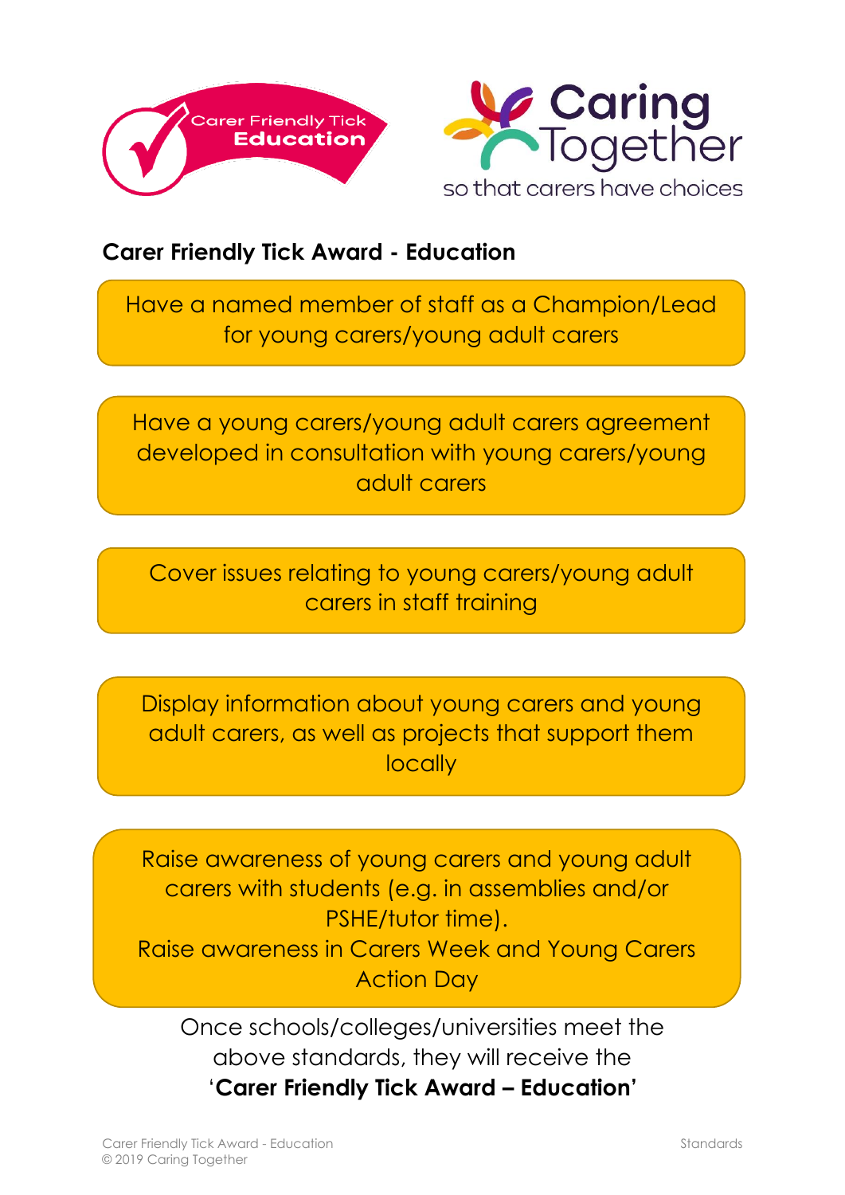Carer Friendly Tick Education

Caring Together

so that carers have choices

## Carer Friendly Tick Award - Education

Have a named member of staff as a Champion/Lead for young carers/young adult carers

Have a young carers/young adult carers agreement developed in consultation with young carers/young adult carers

Cover issues relating to young carers/young adult carers in staff training

Display information about young carers and young adult carers, as well as projects that support them locally

Raise awareness of young carers and young adult carers with students (e.g. in assemblies and/or PSHE/tutor time).
Raise awareness in Carers Week and Young Carers Action Day

Once schools/colleges/universities meet the above standards, they will receive the '**Carer Friendly Tick Award – Education**'

© 2019 Caring Together